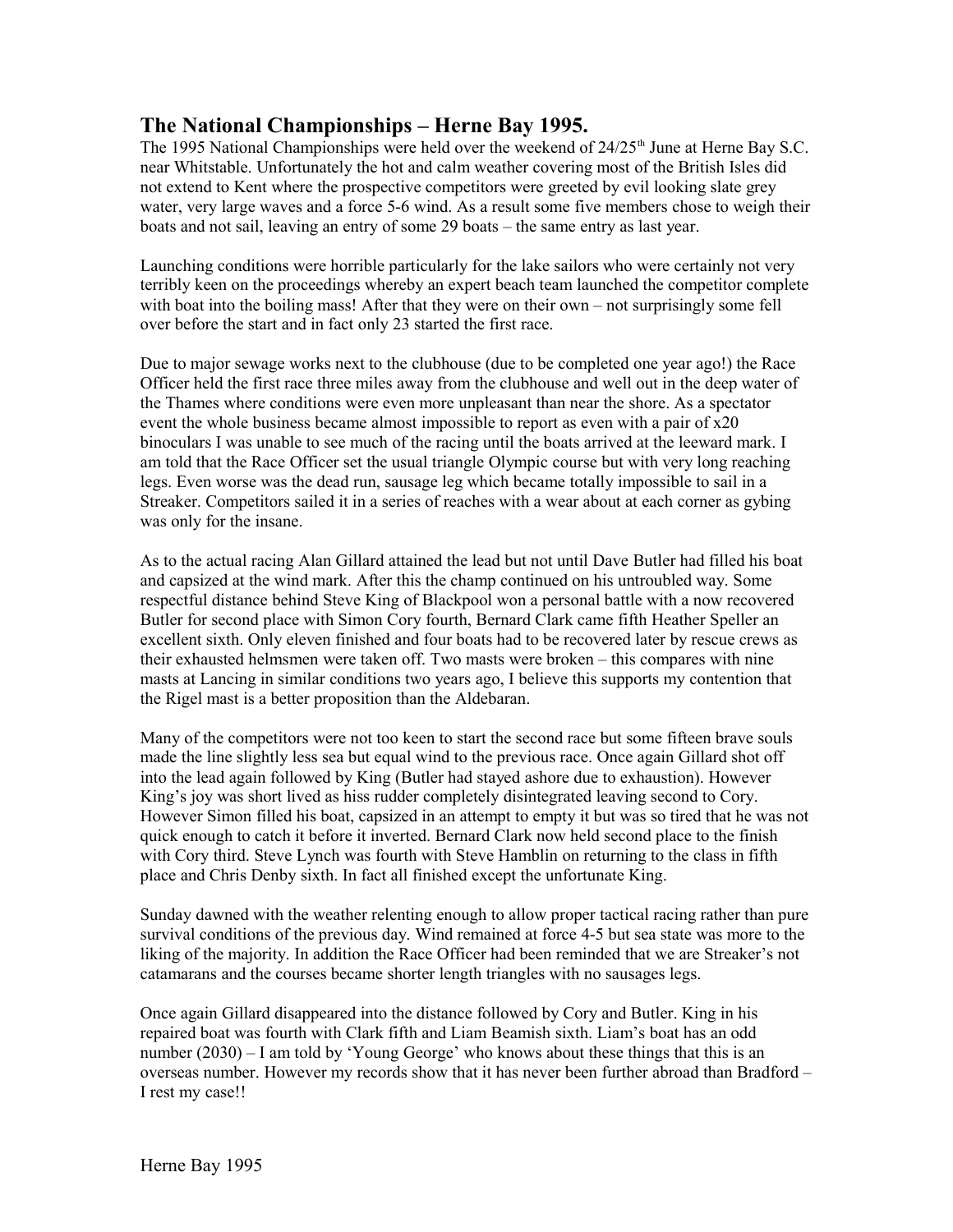## The National Championships – Herne Bay 1995.

The 1995 National Championships were held over the weekend of 24/25th June at Herne Bay S.C. near Whitstable. Unfortunately the hot and calm weather covering most of the British Isles did not extend to Kent where the prospective competitors were greeted by evil looking slate grey water, very large waves and a force 5-6 wind. As a result some five members chose to weigh their boats and not sail, leaving an entry of some 29 boats – the same entry as last year.

Launching conditions were horrible particularly for the lake sailors who were certainly not very terribly keen on the proceedings whereby an expert beach team launched the competitor complete with boat into the boiling mass! After that they were on their own – not surprisingly some fell over before the start and in fact only 23 started the first race.

Due to major sewage works next to the clubhouse (due to be completed one year ago!) the Race Officer held the first race three miles away from the clubhouse and well out in the deep water of the Thames where conditions were even more unpleasant than near the shore. As a spectator event the whole business became almost impossible to report as even with a pair of x20 binoculars I was unable to see much of the racing until the boats arrived at the leeward mark. I am told that the Race Officer set the usual triangle Olympic course but with very long reaching legs. Even worse was the dead run, sausage leg which became totally impossible to sail in a Streaker. Competitors sailed it in a series of reaches with a wear about at each corner as gybing was only for the insane.

As to the actual racing Alan Gillard attained the lead but not until Dave Butler had filled his boat and capsized at the wind mark. After this the champ continued on his untroubled way. Some respectful distance behind Steve King of Blackpool won a personal battle with a now recovered Butler for second place with Simon Cory fourth, Bernard Clark came fifth Heather Speller an excellent sixth. Only eleven finished and four boats had to be recovered later by rescue crews as their exhausted helmsmen were taken off. Two masts were broken – this compares with nine masts at Lancing in similar conditions two years ago, I believe this supports my contention that the Rigel mast is a better proposition than the Aldebaran.

Many of the competitors were not too keen to start the second race but some fifteen brave souls made the line slightly less sea but equal wind to the previous race. Once again Gillard shot off into the lead again followed by King (Butler had stayed ashore due to exhaustion). However King's joy was short lived as hiss rudder completely disintegrated leaving second to Cory. However Simon filled his boat, capsized in an attempt to empty it but was so tired that he was not quick enough to catch it before it inverted. Bernard Clark now held second place to the finish with Cory third. Steve Lynch was fourth with Steve Hamblin on returning to the class in fifth place and Chris Denby sixth. In fact all finished except the unfortunate King.

Sunday dawned with the weather relenting enough to allow proper tactical racing rather than pure survival conditions of the previous day. Wind remained at force 4-5 but sea state was more to the liking of the majority. In addition the Race Officer had been reminded that we are Streaker's not catamarans and the courses became shorter length triangles with no sausages legs.

Once again Gillard disappeared into the distance followed by Cory and Butler. King in his repaired boat was fourth with Clark fifth and Liam Beamish sixth. Liam's boat has an odd number (2030) – I am told by 'Young George' who knows about these things that this is an overseas number. However my records show that it has never been further abroad than Bradford – I rest my case!!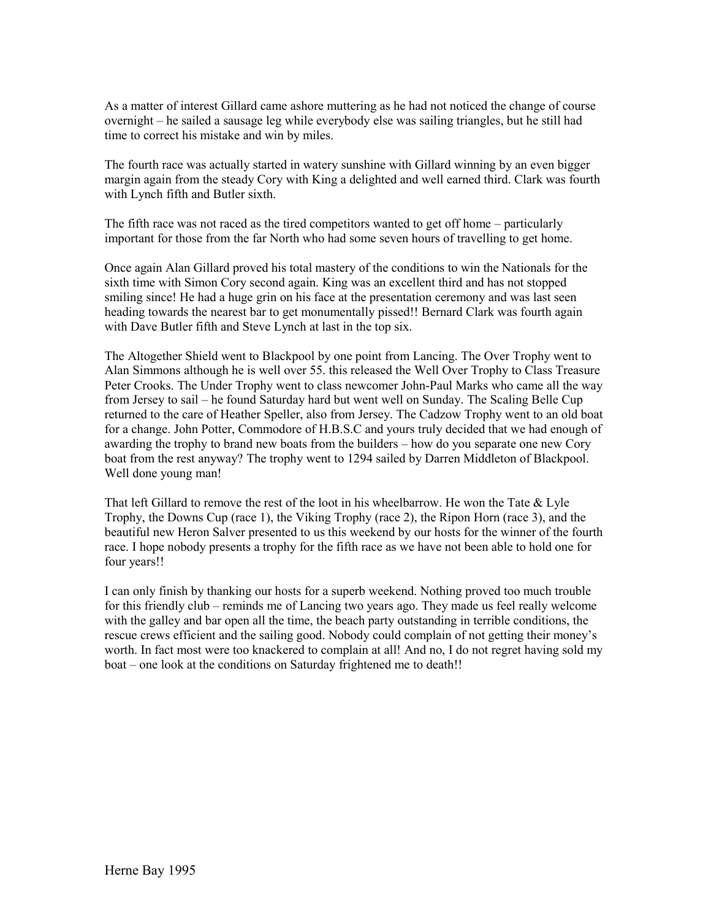As a matter of interest Gillard came ashore muttering as he had not noticed the change of course overnight – he sailed a sausage leg while everybody else was sailing triangles, but he still had time to correct his mistake and win by miles.

The fourth race was actually started in watery sunshine with Gillard winning by an even bigger margin again from the steady Cory with King a delighted and well earned third. Clark was fourth with Lynch fifth and Butler sixth.

The fifth race was not raced as the tired competitors wanted to get off home – particularly important for those from the far North who had some seven hours of travelling to get home.

Once again Alan Gillard proved his total mastery of the conditions to win the Nationals for the sixth time with Simon Cory second again. King was an excellent third and has not stopped smiling since! He had a huge grin on his face at the presentation ceremony and was last seen heading towards the nearest bar to get monumentally pissed!! Bernard Clark was fourth again with Dave Butler fifth and Steve Lynch at last in the top six.

The Altogether Shield went to Blackpool by one point from Lancing. The Over Trophy went to Alan Simmons although he is well over 55. this released the Well Over Trophy to Class Treasure Peter Crooks. The Under Trophy went to class newcomer John-Paul Marks who came all the way from Jersey to sail – he found Saturday hard but went well on Sunday. The Scaling Belle Cup returned to the care of Heather Speller, also from Jersey. The Cadzow Trophy went to an old boat for a change. John Potter, Commodore of H.B.S.C and yours truly decided that we had enough of awarding the trophy to brand new boats from the builders – how do you separate one new Cory boat from the rest anyway? The trophy went to 1294 sailed by Darren Middleton of Blackpool. Well done young man!

That left Gillard to remove the rest of the loot in his wheelbarrow. He won the Tate & Lyle Trophy, the Downs Cup (race 1), the Viking Trophy (race 2), the Ripon Horn (race 3), and the beautiful new Heron Salver presented to us this weekend by our hosts for the winner of the fourth race. I hope nobody presents a trophy for the fifth race as we have not been able to hold one for four years!!

I can only finish by thanking our hosts for a superb weekend. Nothing proved too much trouble for this friendly club – reminds me of Lancing two years ago. They made us feel really welcome with the galley and bar open all the time, the beach party outstanding in terrible conditions, the rescue crews efficient and the sailing good. Nobody could complain of not getting their money's worth. In fact most were too knackered to complain at all! And no, I do not regret having sold my boat – one look at the conditions on Saturday frightened me to death!!

Herne Bay 1995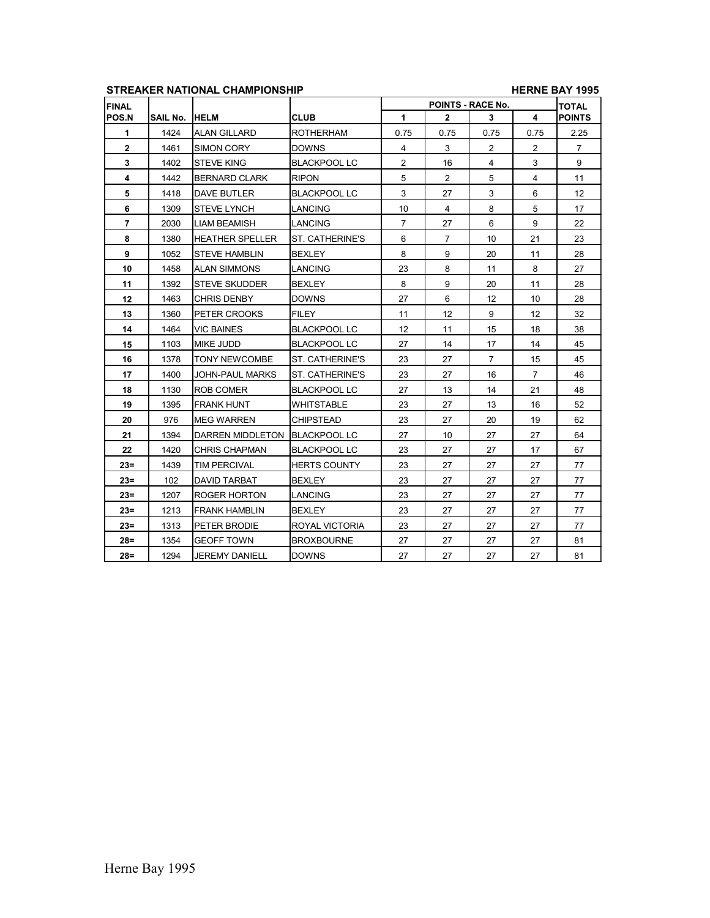**STREAKER NATIONAL CHAMPIONSHIP** **HERNE BAY 1995**

| FINAL | | | | POINTS - RACE No. | | | | TOTAL |
|---|---|---|---|---|---|---|---|---|
| POS.N | SAIL No. | HELM | CLUB | 1 | 2 | 3 | 4 | POINTS |
| 1 | 1424 | ALAN GILLARD | ROTHERHAM | 0.75 | 0.75 | 0.75 | 0.75 | 2.25 |
| 2 | 1461 | SIMON CORY | DOWNS | 4 | 3 | 2 | 2 | 7 |
| 3 | 1402 | STEVE KING | BLACKPOOL LC | 2 | 16 | 4 | 3 | 9 |
| 4 | 1442 | BERNARD CLARK | RIPON | 5 | 2 | 5 | 4 | 11 |
| 5 | 1418 | DAVE BUTLER | BLACKPOOL LC | 3 | 27 | 3 | 6 | 12 |
| 6 | 1309 | STEVE LYNCH | LANCING | 10 | 4 | 8 | 5 | 17 |
| 7 | 2030 | LIAM BEAMISH | LANCING | 7 | 27 | 6 | 9 | 22 |
| 8 | 1380 | HEATHER SPELLER | ST. CATHERINE'S | 6 | 7 | 10 | 21 | 23 |
| 9 | 1052 | STEVE HAMBLIN | BEXLEY | 8 | 9 | 20 | 11 | 28 |
| 10 | 1458 | ALAN SIMMONS | LANCING | 23 | 8 | 11 | 8 | 27 |
| 11 | 1392 | STEVE SKUDDER | BEXLEY | 8 | 9 | 20 | 11 | 28 |
| 12 | 1463 | CHRIS DENBY | DOWNS | 27 | 6 | 12 | 10 | 28 |
| 13 | 1360 | PETER CROOKS | FILEY | 11 | 12 | 9 | 12 | 32 |
| 14 | 1464 | VIC BAINES | BLACKPOOL LC | 12 | 11 | 15 | 18 | 38 |
| 15 | 1103 | MIKE JUDD | BLACKPOOL LC | 27 | 14 | 17 | 14 | 45 |
| 16 | 1378 | TONY NEWCOMBE | ST. CATHERINE'S | 23 | 27 | 7 | 15 | 45 |
| 17 | 1400 | JOHN-PAUL MARKS | ST. CATHERINE'S | 23 | 27 | 16 | 7 | 46 |
| 18 | 1130 | ROB COMER | BLACKPOOL LC | 27 | 13 | 14 | 21 | 48 |
| 19 | 1395 | FRANK HUNT | WHITSTABLE | 23 | 27 | 13 | 16 | 52 |
| 20 | 976 | MEG WARREN | CHIPSTEAD | 23 | 27 | 20 | 19 | 62 |
| 21 | 1394 | DARREN MIDDLETON | BLACKPOOL LC | 27 | 10 | 27 | 27 | 64 |
| 22 | 1420 | CHRIS CHAPMAN | BLACKPOOL LC | 23 | 27 | 27 | 17 | 67 |
| 23= | 1439 | TIM PERCIVAL | HERTS COUNTY | 23 | 27 | 27 | 27 | 77 |
| 23= | 102 | DAVID TARBAT | BEXLEY | 23 | 27 | 27 | 27 | 77 |
| 23= | 1207 | ROGER HORTON | LANCING | 23 | 27 | 27 | 27 | 77 |
| 23= | 1213 | FRANK HAMBLIN | BEXLEY | 23 | 27 | 27 | 27 | 77 |
| 23= | 1313 | PETER BRODIE | ROYAL VICTORIA | 23 | 27 | 27 | 27 | 77 |
| 28= | 1354 | GEOFF TOWN | BROXBOURNE | 27 | 27 | 27 | 27 | 81 |
| 28= | 1294 | JEREMY DANIELL | DOWNS | 27 | 27 | 27 | 27 | 81 |